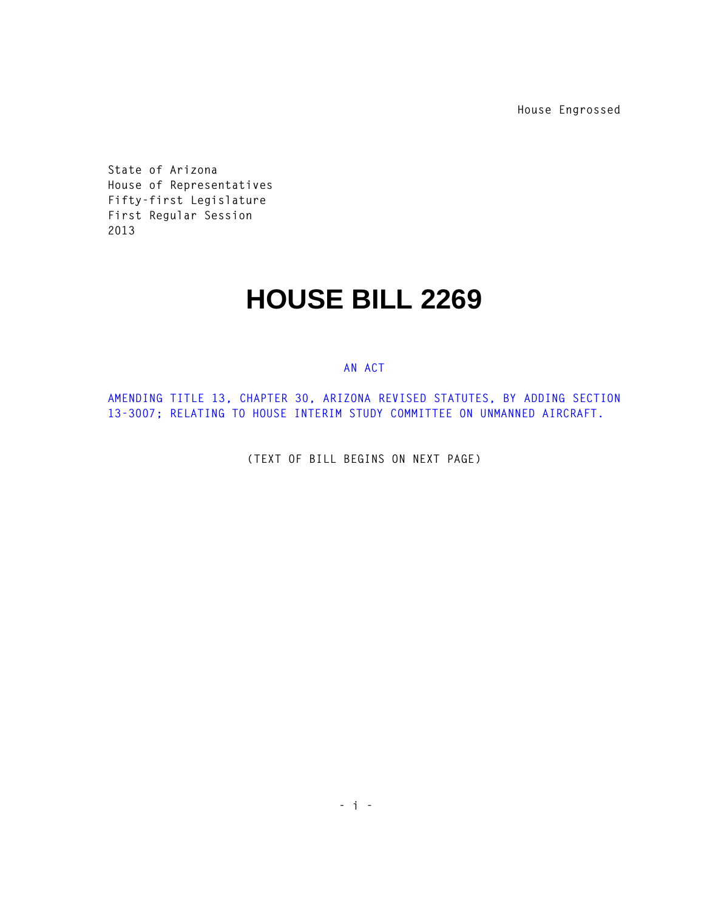House Engrossed

State of Arizona
House of Representatives
Fifty-first Legislature
First Regular Session
2013

# HOUSE BILL 2269

AN ACT

AMENDING TITLE 13, CHAPTER 30, ARIZONA REVISED STATUTES, BY ADDING SECTION 13-3007; RELATING TO HOUSE INTERIM STUDY COMMITTEE ON UNMANNED AIRCRAFT.

(TEXT OF BILL BEGINS ON NEXT PAGE)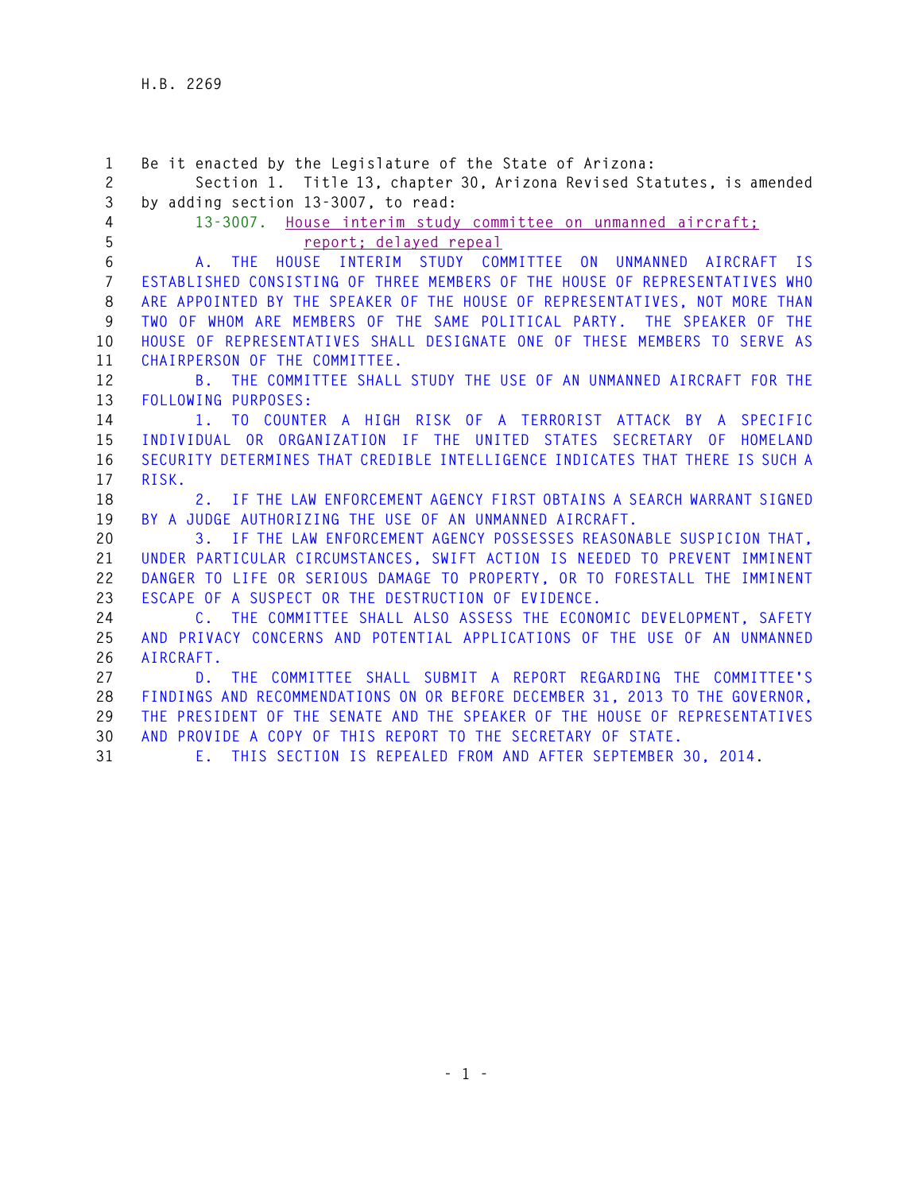Be it enacted by the Legislature of the State of Arizona:

Section 1. Title 13, chapter 30, Arizona Revised Statutes, is amended by adding section 13-3007, to read:

13-3007. House interim study committee on unmanned aircraft; report; delayed repeal

A. THE HOUSE INTERIM STUDY COMMITTEE ON UNMANNED AIRCRAFT IS ESTABLISHED CONSISTING OF THREE MEMBERS OF THE HOUSE OF REPRESENTATIVES WHO ARE APPOINTED BY THE SPEAKER OF THE HOUSE OF REPRESENTATIVES, NOT MORE THAN TWO OF WHOM ARE MEMBERS OF THE SAME POLITICAL PARTY. THE SPEAKER OF THE HOUSE OF REPRESENTATIVES SHALL DESIGNATE ONE OF THESE MEMBERS TO SERVE AS CHAIRPERSON OF THE COMMITTEE.

B. THE COMMITTEE SHALL STUDY THE USE OF AN UNMANNED AIRCRAFT FOR THE FOLLOWING PURPOSES:

1. TO COUNTER A HIGH RISK OF A TERRORIST ATTACK BY A SPECIFIC INDIVIDUAL OR ORGANIZATION IF THE UNITED STATES SECRETARY OF HOMELAND SECURITY DETERMINES THAT CREDIBLE INTELLIGENCE INDICATES THAT THERE IS SUCH A RISK.

2. IF THE LAW ENFORCEMENT AGENCY FIRST OBTAINS A SEARCH WARRANT SIGNED BY A JUDGE AUTHORIZING THE USE OF AN UNMANNED AIRCRAFT.

3. IF THE LAW ENFORCEMENT AGENCY POSSESSES REASONABLE SUSPICION THAT, UNDER PARTICULAR CIRCUMSTANCES, SWIFT ACTION IS NEEDED TO PREVENT IMMINENT DANGER TO LIFE OR SERIOUS DAMAGE TO PROPERTY, OR TO FORESTALL THE IMMINENT ESCAPE OF A SUSPECT OR THE DESTRUCTION OF EVIDENCE.

C. THE COMMITTEE SHALL ALSO ASSESS THE ECONOMIC DEVELOPMENT, SAFETY AND PRIVACY CONCERNS AND POTENTIAL APPLICATIONS OF THE USE OF AN UNMANNED AIRCRAFT.

D. THE COMMITTEE SHALL SUBMIT A REPORT REGARDING THE COMMITTEE'S FINDINGS AND RECOMMENDATIONS ON OR BEFORE DECEMBER 31, 2013 TO THE GOVERNOR, THE PRESIDENT OF THE SENATE AND THE SPEAKER OF THE HOUSE OF REPRESENTATIVES AND PROVIDE A COPY OF THIS REPORT TO THE SECRETARY OF STATE.

E. THIS SECTION IS REPEALED FROM AND AFTER SEPTEMBER 30, 2014.